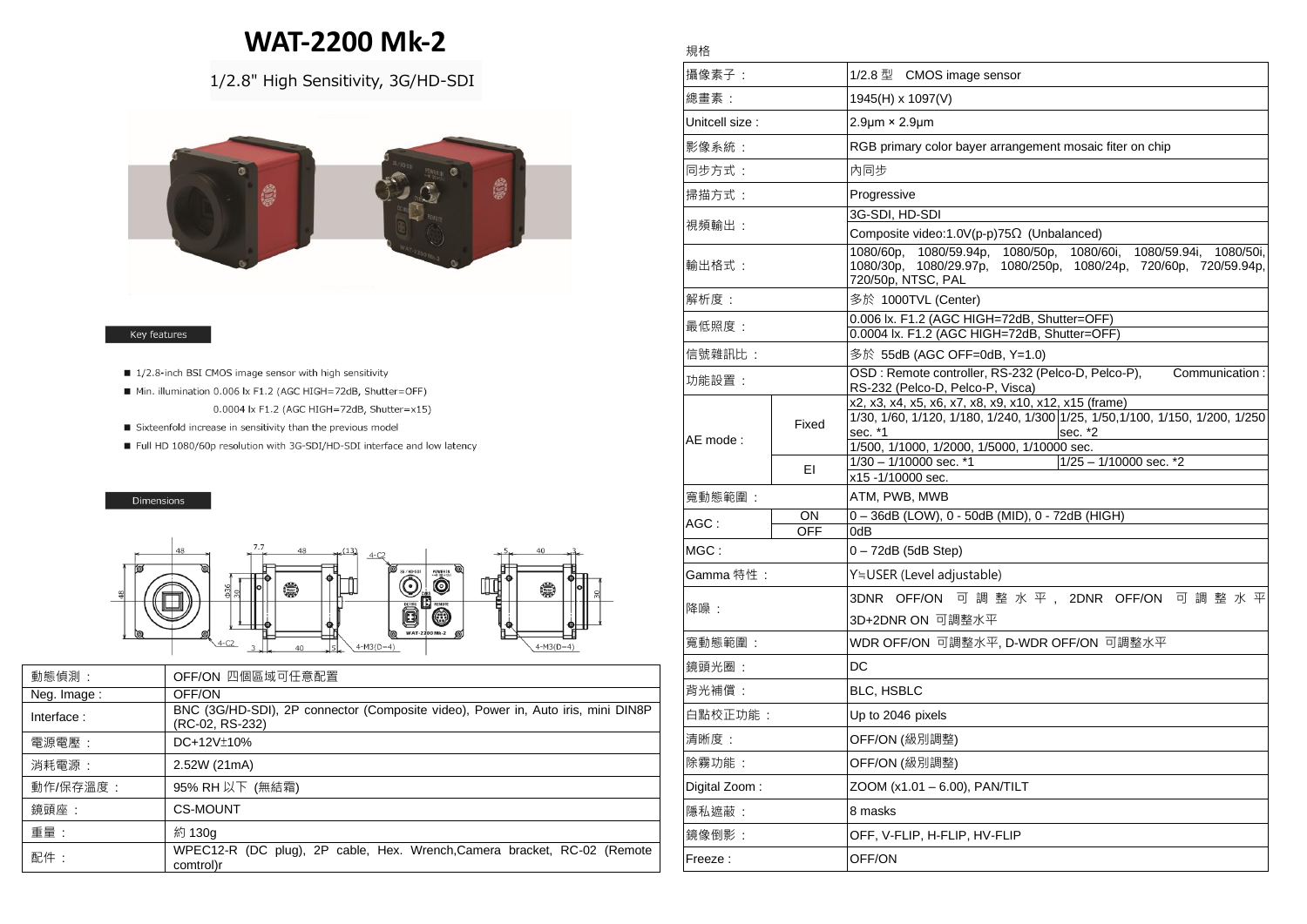# WAT-2200 Mk-2

1/2.8" High Sensitivity, 3G/HD-SDI

## Key features

- 1/2.8-inch BSI CMOS image sensor with high sensitivity
- Min. illumination 0.006 lx F1.2 (AGC HIGH=72dB, Shutter=OFF)
  0.0004 lx F1.2 (AGC HIGH=72dB, Shutter=x15)
- Sixteenfold increase in sensitivity than the previous model
- Full HD 1080/60p resolution with 3G-SDI/HD-SDI interface and low latency

## Dimensions

| | |
|---|---|
| 動態偵測： | OFF/ON 四個區域可任意配置 |
| Neg. Image : | OFF/ON |
| Interface : | BNC (3G/HD-SDI), 2P connector (Composite video), Power in, Auto iris, mini DIN8P (RC-02, RS-232) |
| 電源電壓： | DC+12V±10% |
| 消耗電源： | 2.52W (21mA) |
| 動作/保存溫度： | 95% RH 以下 (無結霜) |
| 鏡頭座： | CS-MOUNT |
| 重量： | 約 130g |
| 配件： | WPEC12-R (DC plug), 2P cable, Hex. Wrench,Camera bracket, RC-02 (Remote comtrol)r |

## 規格

| | | | |
|---|---|---|---|
| 攝像素子： | | 1/2.8 型　CMOS image sensor | |
| 總畫素： | | 1945(H) x 1097(V) | |
| Unitcell size : | | 2.9μm × 2.9μm | |
| 影像系統： | | RGB primary color bayer arrangement mosaic fiter on chip | |
| 同步方式： | | 內同步 | |
| 掃描方式： | | Progressive | |
| 視頻輸出： | | 3G-SDI, HD-SDI | |
| | | Composite video:1.0V(p-p)75Ω (Unbalanced) | |
| 輸出格式： | | 1080/60p, 1080/59.94p, 1080/50p, 1080/60i, 1080/59.94i, 1080/50i, 1080/30p, 1080/29.97p, 1080/250p, 1080/24p, 720/60p, 720/59.94p, 720/50p, NTSC, PAL | |
| 解析度： | | 多於 1000TVL (Center) | |
| 最低照度： | | 0.006 lx. F1.2 (AGC HIGH=72dB, Shutter=OFF) | |
| | | 0.0004 lx. F1.2 (AGC HIGH=72dB, Shutter=OFF) | |
| 信號雜訊比： | | 多於 55dB (AGC OFF=0dB, Y=1.0) | |
| 功能設置： | | OSD : Remote controller, RS-232 (Pelco-D, Pelco-P), Communication : RS-232 (Pelco-D, Pelco-P, Visca) | |
| AE mode : | Fixed | x2, x3, x4, x5, x6, x7, x8, x9, x10, x12, x15 (frame) | |
| | | 1/30, 1/60, 1/120, 1/180, 1/240, 1/300 sec. *1 | 1/25, 1/50,1/100, 1/150, 1/200, 1/250 sec. *2 |
| | | 1/500, 1/1000, 1/2000, 1/5000, 1/10000 sec. | |
| | EI | 1/30 – 1/10000 sec. *1 | 1/25 – 1/10000 sec. *2 |
| | | x15 -1/10000 sec. | |
| 寬動態範圍： | | ATM, PWB, MWB | |
| AGC : | ON | 0 – 36dB (LOW), 0 - 50dB (MID), 0 - 72dB (HIGH) | |
| | OFF | 0dB | |
| MGC : | | 0 – 72dB (5dB Step) | |
| Gamma 特性： | | Y≒USER (Level adjustable) | |
| 降噪： | | 3DNR OFF/ON 可調整水平, 2DNR OFF/ON 可調整水平 | |
| | | 3D+2DNR ON 可調整水平 | |
| 寬動態範圍： | | WDR OFF/ON 可調整水平, D-WDR OFF/ON 可調整水平 | |
| 鏡頭光圈： | | DC | |
| 背光補償： | | BLC, HSBLC | |
| 白點校正功能： | | Up to 2046 pixels | |
| 清晰度： | | OFF/ON (級別調整) | |
| 除霧功能： | | OFF/ON (級別調整) | |
| Digital Zoom : | | ZOOM (x1.01 – 6.00), PAN/TILT | |
| 隱私遮蔽： | | 8 masks | |
| 鏡像倒影： | | OFF, V-FLIP, H-FLIP, HV-FLIP | |
| Freeze : | | OFF/ON | |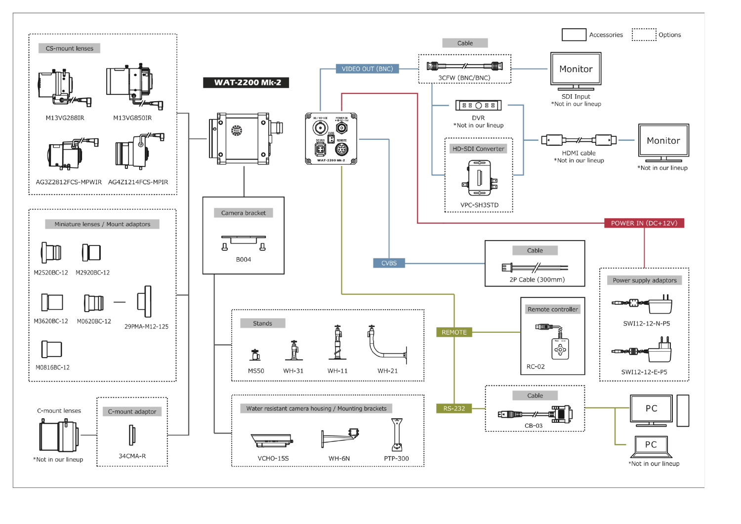Accessories
Options

## WAT-2200 Mk-2

### CS-mount lenses

- M13VG288IR
- M13VG850IR
- AG3Z2812FCS-MPWIR
- AG4Z1214FCS-MPIR

### Miniature lenses / Mount adaptors

- M2520BC-12
- M2920BC-12
- M3620BC-12
- M0620BC-12
- 29PMA-M12-125
- M0816BC-12

### C-mount lenses

*Not in our lineup

### C-mount adaptor

- 34CMA-R

### Camera bracket

- B004

### Stands

- MS50
- WH-31
- WH-11
- WH-21

### Water resistant camera housing / Mounting brackets

- VCHO-15S
- WH-6N
- PTP-300

### VIDEO OUT (BNC)

Cable

- 3CFW (BNC/BNC)

Monitor
SDI Input
*Not in our lineup

DVR
*Not in our lineup

HD-SDI Converter

- VPC-SH3STD

HDMI cable
*Not in our lineup

Monitor
*Not in our lineup

### POWER IN (DC+12V)

Power supply adaptors

- SWI12-12-N-P5
- SWI12-12-E-P5

### CVBS

Cable

- 2P Cable (300mm)

### REMOTE

Remote controller

- RC-02

### RS-232

Cable

- CB-03

PC

PC
*Not in our lineup